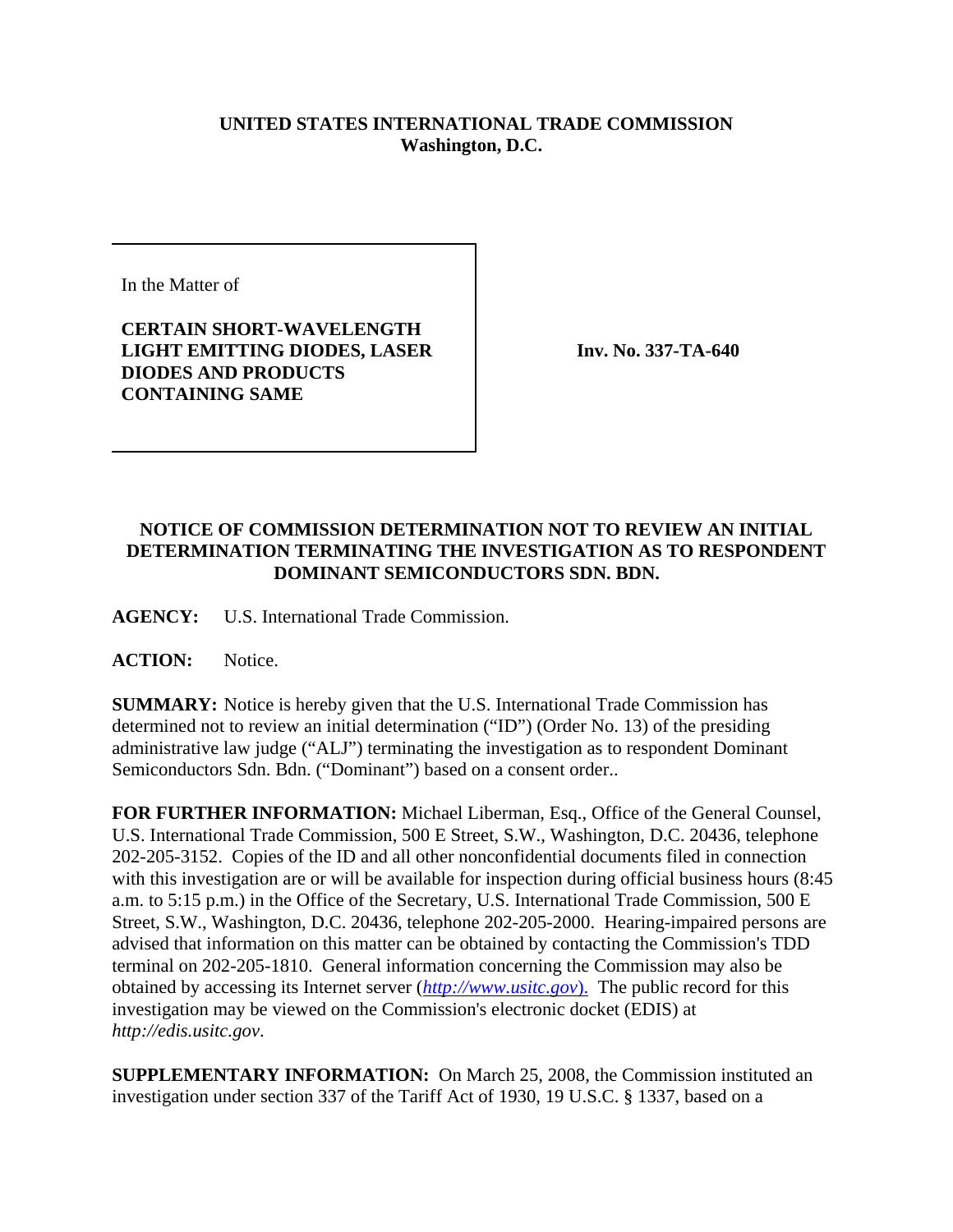**UNITED STATES INTERNATIONAL TRADE COMMISSION**
**Washington, D.C.**

In the Matter of

**CERTAIN SHORT-WAVELENGTH LIGHT EMITTING DIODES, LASER DIODES AND PRODUCTS CONTAINING SAME**

**Inv. No. 337-TA-640**

## NOTICE OF COMMISSION DETERMINATION NOT TO REVIEW AN INITIAL DETERMINATION TERMINATING THE INVESTIGATION AS TO RESPONDENT DOMINANT SEMICONDUCTORS SDN. BDN.

**AGENCY:** U.S. International Trade Commission.

**ACTION:** Notice.

**SUMMARY:** Notice is hereby given that the U.S. International Trade Commission has determined not to review an initial determination ("ID") (Order No. 13) of the presiding administrative law judge ("ALJ") terminating the investigation as to respondent Dominant Semiconductors Sdn. Bdn. ("Dominant") based on a consent order..

**FOR FURTHER INFORMATION:** Michael Liberman, Esq., Office of the General Counsel, U.S. International Trade Commission, 500 E Street, S.W., Washington, D.C. 20436, telephone 202-205-3152. Copies of the ID and all other nonconfidential documents filed in connection with this investigation are or will be available for inspection during official business hours (8:45 a.m. to 5:15 p.m.) in the Office of the Secretary, U.S. International Trade Commission, 500 E Street, S.W., Washington, D.C. 20436, telephone 202-205-2000. Hearing-impaired persons are advised that information on this matter can be obtained by contacting the Commission's TDD terminal on 202-205-1810. General information concerning the Commission may also be obtained by accessing its Internet server (*http://www.usitc.gov*). The public record for this investigation may be viewed on the Commission's electronic docket (EDIS) at *http://edis.usitc.gov*.

**SUPPLEMENTARY INFORMATION:** On March 25, 2008, the Commission instituted an investigation under section 337 of the Tariff Act of 1930, 19 U.S.C. § 1337, based on a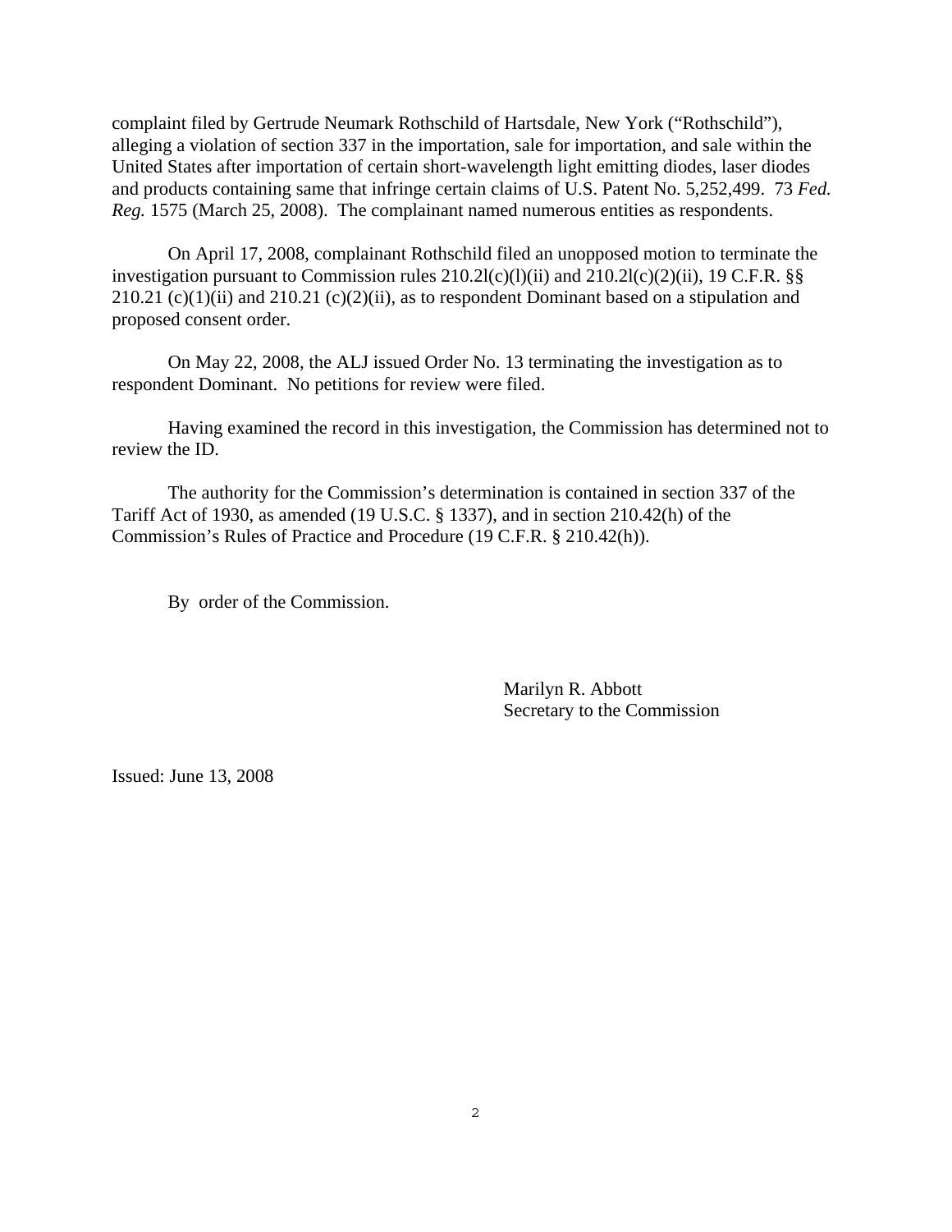complaint filed by Gertrude Neumark Rothschild of Hartsdale, New York ("Rothschild"), alleging a violation of section 337 in the importation, sale for importation, and sale within the United States after importation of certain short-wavelength light emitting diodes, laser diodes and products containing same that infringe certain claims of U.S. Patent No. 5,252,499. 73 *Fed. Reg.* 1575 (March 25, 2008). The complainant named numerous entities as respondents.

On April 17, 2008, complainant Rothschild filed an unopposed motion to terminate the investigation pursuant to Commission rules 210.2l(c)(l)(ii) and 210.2l(c)(2)(ii), 19 C.F.R. §§ 210.21 (c)(1)(ii) and 210.21 (c)(2)(ii), as to respondent Dominant based on a stipulation and proposed consent order.

On May 22, 2008, the ALJ issued Order No. 13 terminating the investigation as to respondent Dominant. No petitions for review were filed.

Having examined the record in this investigation, the Commission has determined not to review the ID.

The authority for the Commission's determination is contained in section 337 of the Tariff Act of 1930, as amended (19 U.S.C. § 1337), and in section 210.42(h) of the Commission's Rules of Practice and Procedure (19 C.F.R. § 210.42(h)).

By order of the Commission.

Marilyn R. Abbott
Secretary to the Commission

Issued: June 13, 2008